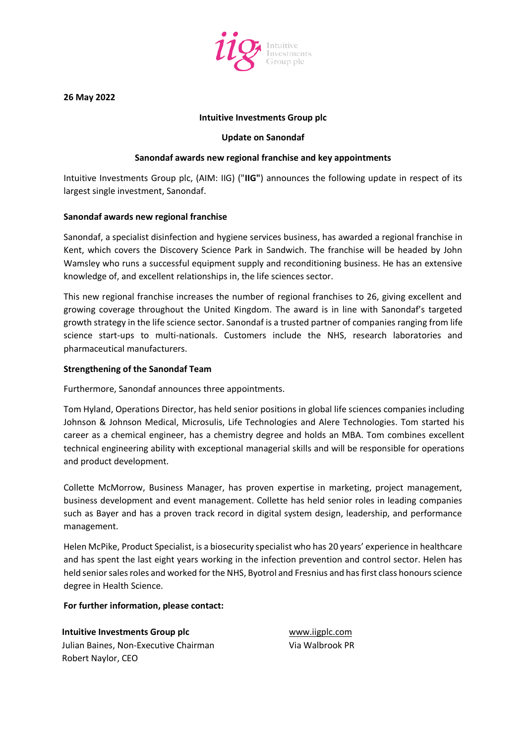**26 May 2022**

**Intuitive Investments Group plc**

**Update on Sanondaf**

**Sanondaf awards new regional franchise and key appointments**

Intuitive Investments Group plc, (AIM: IIG) ("**IIG"**) announces the following update in respect of its largest single investment, Sanondaf.

**Sanondaf awards new regional franchise**

Sanondaf, a specialist disinfection and hygiene services business, has awarded a regional franchise in Kent, which covers the Discovery Science Park in Sandwich. The franchise will be headed by John Wamsley who runs a successful equipment supply and reconditioning business. He has an extensive knowledge of, and excellent relationships in, the life sciences sector.

This new regional franchise increases the number of regional franchises to 26, giving excellent and growing coverage throughout the United Kingdom. The award is in line with Sanondaf's targeted growth strategy in the life science sector. Sanondaf is a trusted partner of companies ranging from life science start-ups to multi-nationals. Customers include the NHS, research laboratories and pharmaceutical manufacturers.

**Strengthening of the Sanondaf Team**

Furthermore, Sanondaf announces three appointments.

Tom Hyland, Operations Director, has held senior positions in global life sciences companies including Johnson & Johnson Medical, Microsulis, Life Technologies and Alere Technologies. Tom started his career as a chemical engineer, has a chemistry degree and holds an MBA. Tom combines excellent technical engineering ability with exceptional managerial skills and will be responsible for operations and product development.

Collette McMorrow, Business Manager, has proven expertise in marketing, project management, business development and event management. Collette has held senior roles in leading companies such as Bayer and has a proven track record in digital system design, leadership, and performance management.

Helen McPike, Product Specialist, is a biosecurity specialist who has 20 years' experience in healthcare and has spent the last eight years working in the infection prevention and control sector. Helen has held senior sales roles and worked for the NHS, Byotrol and Fresnius and has first class honours science degree in Health Science.

**For further information, please contact:**

**Intuitive Investments Group plc** — www.iigplc.com
Julian Baines, Non-Executive Chairman — Via Walbrook PR
Robert Naylor, CEO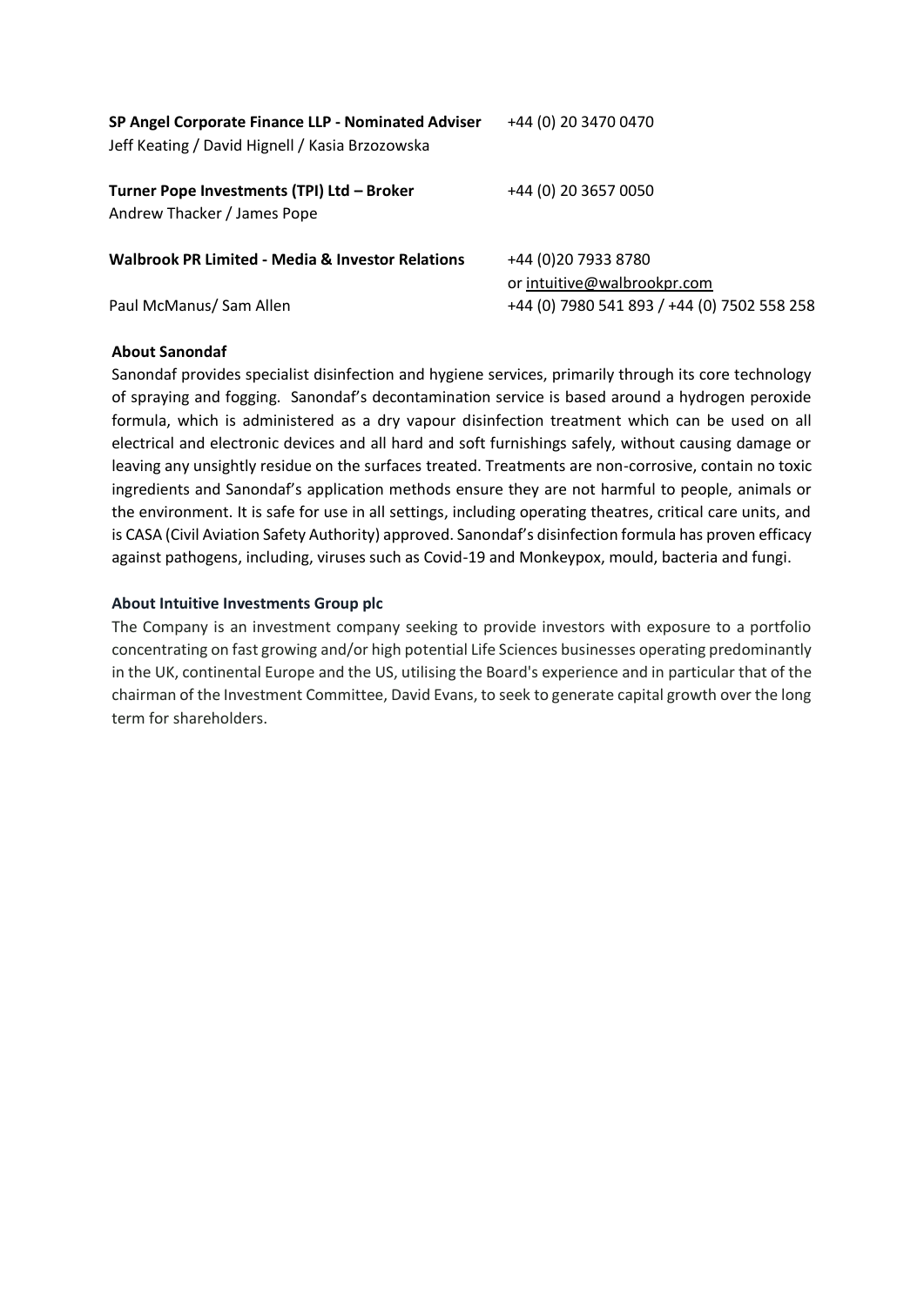| | |
|---|---|
| **SP Angel Corporate Finance LLP - Nominated Adviser**<br>Jeff Keating / David Hignell / Kasia Brzozowska | +44 (0) 20 3470 0470 |
| **Turner Pope Investments (TPI) Ltd – Broker**<br>Andrew Thacker / James Pope | +44 (0) 20 3657 0050 |
| **Walbrook PR Limited - Media & Investor Relations** | +44 (0)20 7933 8780<br>or intuitive@walbrookpr.com |
| Paul McManus/ Sam Allen | +44 (0) 7980 541 893 / +44 (0) 7502 558 258 |

**About Sanondaf**

Sanondaf provides specialist disinfection and hygiene services, primarily through its core technology of spraying and fogging. Sanondaf's decontamination service is based around a hydrogen peroxide formula, which is administered as a dry vapour disinfection treatment which can be used on all electrical and electronic devices and all hard and soft furnishings safely, without causing damage or leaving any unsightly residue on the surfaces treated. Treatments are non-corrosive, contain no toxic ingredients and Sanondaf's application methods ensure they are not harmful to people, animals or the environment. It is safe for use in all settings, including operating theatres, critical care units, and is CASA (Civil Aviation Safety Authority) approved. Sanondaf's disinfection formula has proven efficacy against pathogens, including, viruses such as Covid-19 and Monkeypox, mould, bacteria and fungi.

**About Intuitive Investments Group plc**

The Company is an investment company seeking to provide investors with exposure to a portfolio concentrating on fast growing and/or high potential Life Sciences businesses operating predominantly in the UK, continental Europe and the US, utilising the Board's experience and in particular that of the chairman of the Investment Committee, David Evans, to seek to generate capital growth over the long term for shareholders.